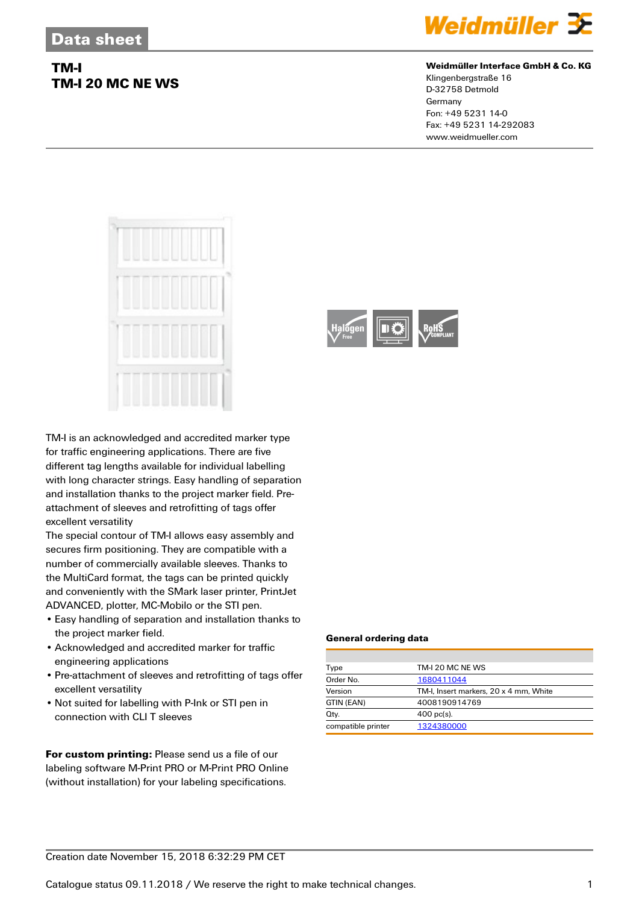Data sheet

# TM-I
## TM-I 20 MC NE WS

**Weidmüller Interface GmbH & Co. KG**
Klingenbergstraße 16
D-32758 Detmold
Germany
Fon: +49 5231 14-0
Fax: +49 5231 14-292083
www.weidmueller.com

TM-I is an acknowledged and accredited marker type for traffic engineering applications. There are five different tag lengths available for individual labelling with long character strings. Easy handling of separation and installation thanks to the project marker field. Pre-attachment of sleeves and retrofitting of tags offer excellent versatility
The special contour of TM-I allows easy assembly and secures firm positioning. They are compatible with a number of commercially available sleeves. Thanks to the MultiCard format, the tags can be printed quickly and conveniently with the SMark laser printer, PrintJet ADVANCED, plotter, MC-Mobilo or the STI pen.

- Easy handling of separation and installation thanks to the project marker field.
- Acknowledged and accredited marker for traffic engineering applications
- Pre-attachment of sleeves and retrofitting of tags offer excellent versatility
- Not suited for labelling with P-Ink or STI pen in connection with CLI T sleeves

**For custom printing:** Please send us a file of our labeling software M-Print PRO or M-Print PRO Online (without installation) for your labeling specifications.

### General ordering data

| | |
|---|---|
| Type | TM-I 20 MC NE WS |
| Order No. | 1680411044 |
| Version | TM-I, Insert markers, 20 x 4 mm, White |
| GTIN (EAN) | 4008190914769 |
| Qty. | 400 pc(s). |
| compatible printer | 1324380000 |

Creation date November 15, 2018 6:32:29 PM CET

Catalogue status 09.11.2018 / We reserve the right to make technical changes.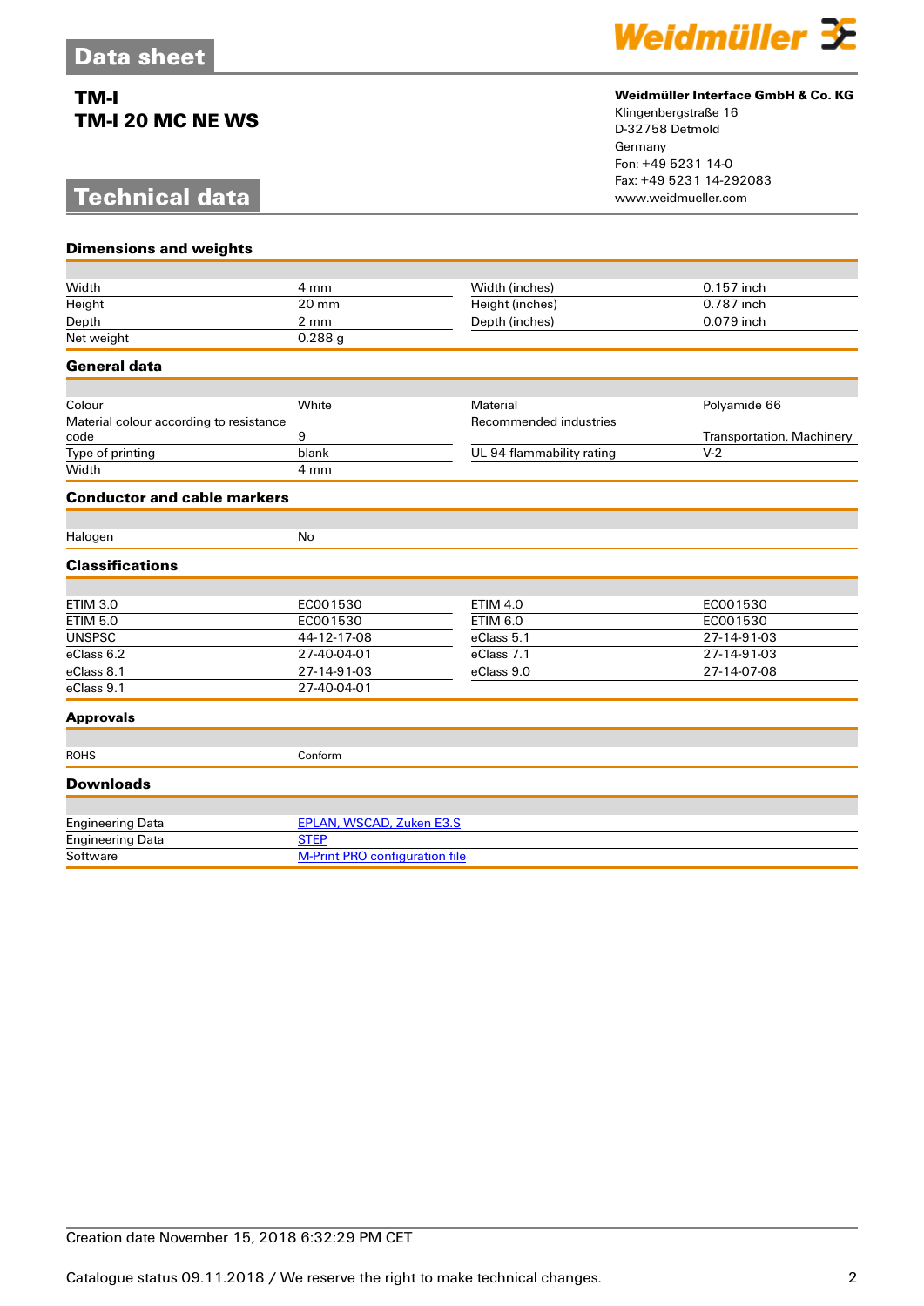# Data sheet

## TM-I
## TM-I 20 MC NE WS

**Weidmüller Interface GmbH & Co. KG**
Klingenbergstraße 16
D-32758 Detmold
Germany
Fon: +49 5231 14-0
Fax: +49 5231 14-292083
www.weidmueller.com

# Technical data

### Dimensions and weights

| | | | |
|---|---|---|---|
| Width | 4 mm | Width (inches) | 0.157 inch |
| Height | 20 mm | Height (inches) | 0.787 inch |
| Depth | 2 mm | Depth (inches) | 0.079 inch |
| Net weight | 0.288 g | | |

### General data

| | | | |
|---|---|---|---|
| Colour | White | Material | Polyamide 66 |
| Material colour according to resistance code | 9 | Recommended industries | Transportation, Machinery |
| Type of printing | blank | UL 94 flammability rating | V-2 |
| Width | 4 mm | | |

### Conductor and cable markers

| | |
|---|---|
| Halogen | No |

### Classifications

| | | | |
|---|---|---|---|
| ETIM 3.0 | EC001530 | ETIM 4.0 | EC001530 |
| ETIM 5.0 | EC001530 | ETIM 6.0 | EC001530 |
| UNSPSC | 44-12-17-08 | eClass 5.1 | 27-14-91-03 |
| eClass 6.2 | 27-40-04-01 | eClass 7.1 | 27-14-91-03 |
| eClass 8.1 | 27-14-91-03 | eClass 9.0 | 27-14-07-08 |
| eClass 9.1 | 27-40-04-01 | | |

### Approvals

| | |
|---|---|
| ROHS | Conform |

### Downloads

| | |
|---|---|
| Engineering Data | EPLAN, WSCAD, Zuken E3.S |
| Engineering Data | STEP |
| Software | M-Print PRO configuration file |

Creation date November 15, 2018 6:32:29 PM CET

Catalogue status 09.11.2018 / We reserve the right to make technical changes.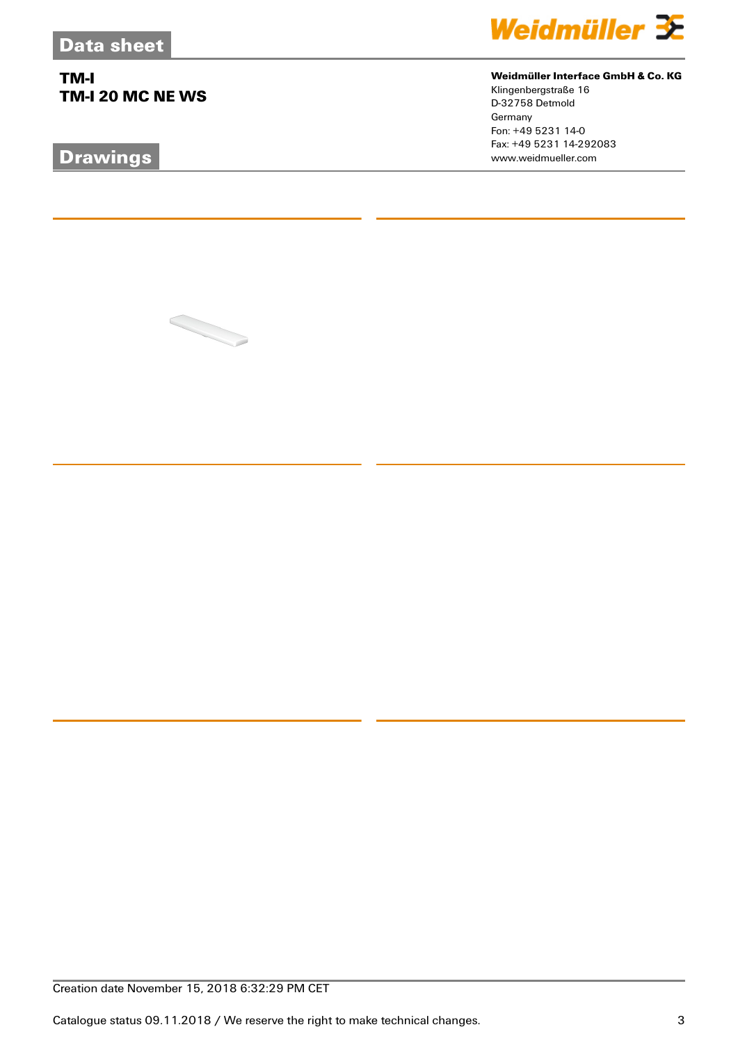# Data sheet

## TM-I
## TM-I 20 MC NE WS

**Weidmüller Interface GmbH & Co. KG**
Klingenbergstraße 16
D-32758 Detmold
Germany
Fon: +49 5231 14-0
Fax: +49 5231 14-292083
www.weidmueller.com

## Drawings

Creation date November 15, 2018 6:32:29 PM CET

Catalogue status 09.11.2018 / We reserve the right to make technical changes.